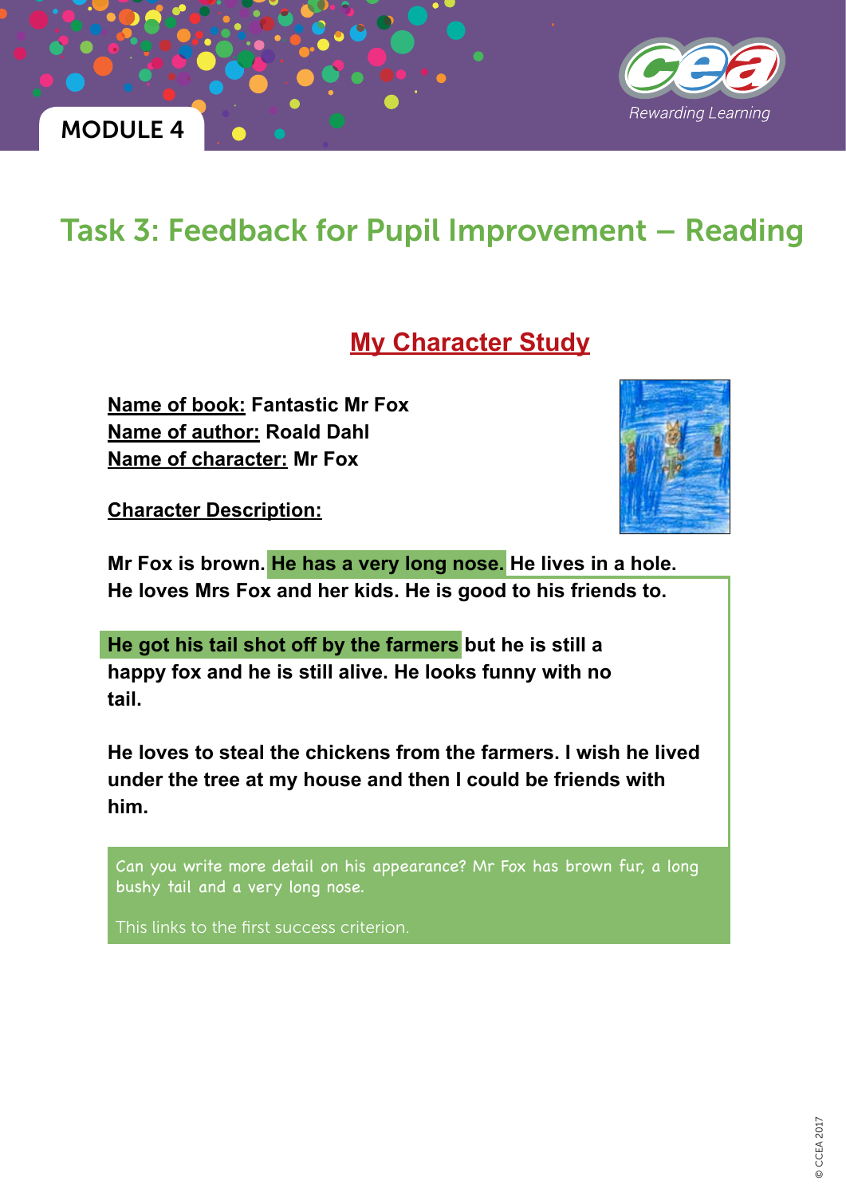MODULE 4

# Task 3: Feedback for Pupil Improvement – Reading

## My Character Study

**Name of book:** Fantastic Mr Fox
**Name of author:** Roald Dahl
**Name of character:** Mr Fox

**Character Description:**

**Mr Fox is brown. He has a very long nose. He lives in a hole. He loves Mrs Fox and her kids. He is good to his friends to.**

**He got his tail shot off by the farmers but he is still a happy fox and he is still alive. He looks funny with no tail.**

**He loves to steal the chickens from the farmers. I wish he lived under the tree at my house and then I could be friends with him.**

Can you write more detail on his appearance? Mr Fox has brown fur, a long bushy tail and a very long nose.

This links to the first success criterion.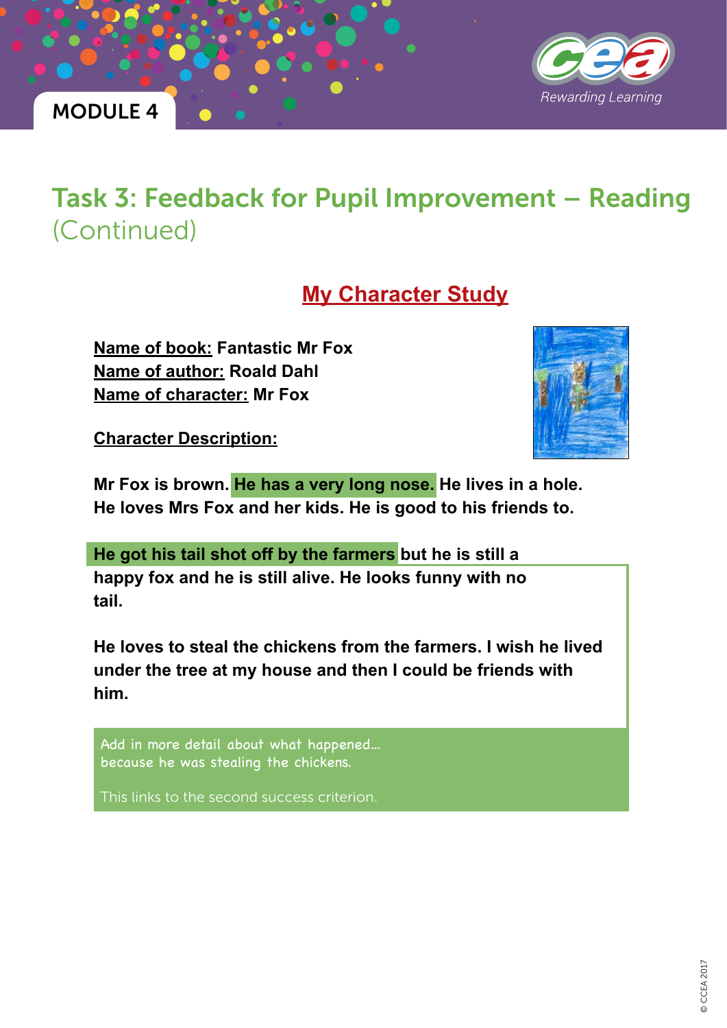# Task 3: Feedback for Pupil Improvement – Reading (Continued)

## My Character Study

**Name of book:** Fantastic Mr Fox
**Name of author:** Roald Dahl
**Name of character:** Mr Fox

**Character Description:**

**Mr Fox is brown. He has a very long nose. He lives in a hole. He loves Mrs Fox and her kids. He is good to his friends to.**

**He got his tail shot off by the farmers but he is still a happy fox and he is still alive. He looks funny with no tail.**

**He loves to steal the chickens from the farmers. I wish he lived under the tree at my house and then I could be friends with him.**

Add in more detail about what happened... because he was stealing the chickens.

This links to the second success criterion.